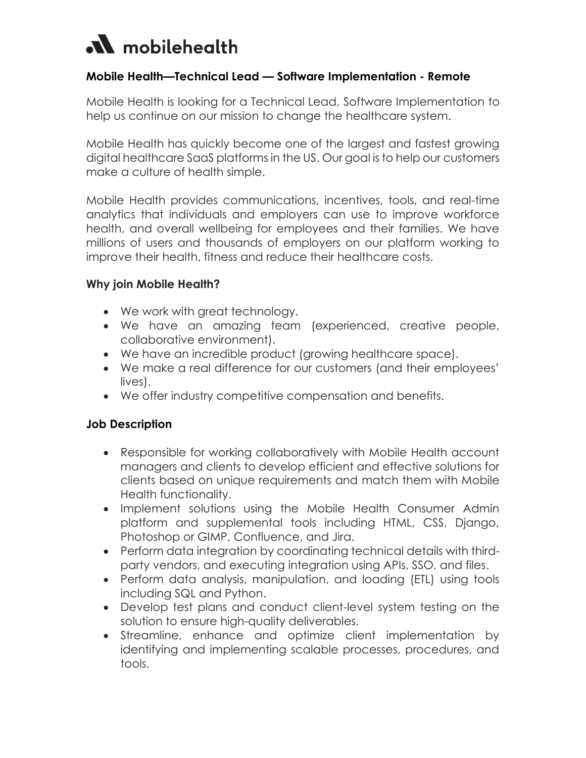mobilehealth

**Mobile Health—Technical Lead — Software Implementation - Remote**

Mobile Health is looking for a Technical Lead, Software Implementation to help us continue on our mission to change the healthcare system.

Mobile Health has quickly become one of the largest and fastest growing digital healthcare SaaS platforms in the US. Our goal is to help our customers make a culture of health simple.

Mobile Health provides communications, incentives, tools, and real-time analytics that individuals and employers can use to improve workforce health, and overall wellbeing for employees and their families. We have millions of users and thousands of employers on our platform working to improve their health, fitness and reduce their healthcare costs.

**Why join Mobile Health?**

- We work with great technology.
- We have an amazing team (experienced, creative people, collaborative environment).
- We have an incredible product (growing healthcare space).
- We make a real difference for our customers (and their employees' lives).
- We offer industry competitive compensation and benefits.

**Job Description**

- Responsible for working collaboratively with Mobile Health account managers and clients to develop efficient and effective solutions for clients based on unique requirements and match them with Mobile Health functionality.
- Implement solutions using the Mobile Health Consumer Admin platform and supplemental tools including HTML, CSS, Django, Photoshop or GIMP, Confluence, and Jira.
- Perform data integration by coordinating technical details with third-party vendors, and executing integration using APIs, SSO, and files.
- Perform data analysis, manipulation, and loading (ETL) using tools including SQL and Python.
- Develop test plans and conduct client-level system testing on the solution to ensure high-quality deliverables.
- Streamline, enhance and optimize client implementation by identifying and implementing scalable processes, procedures, and tools.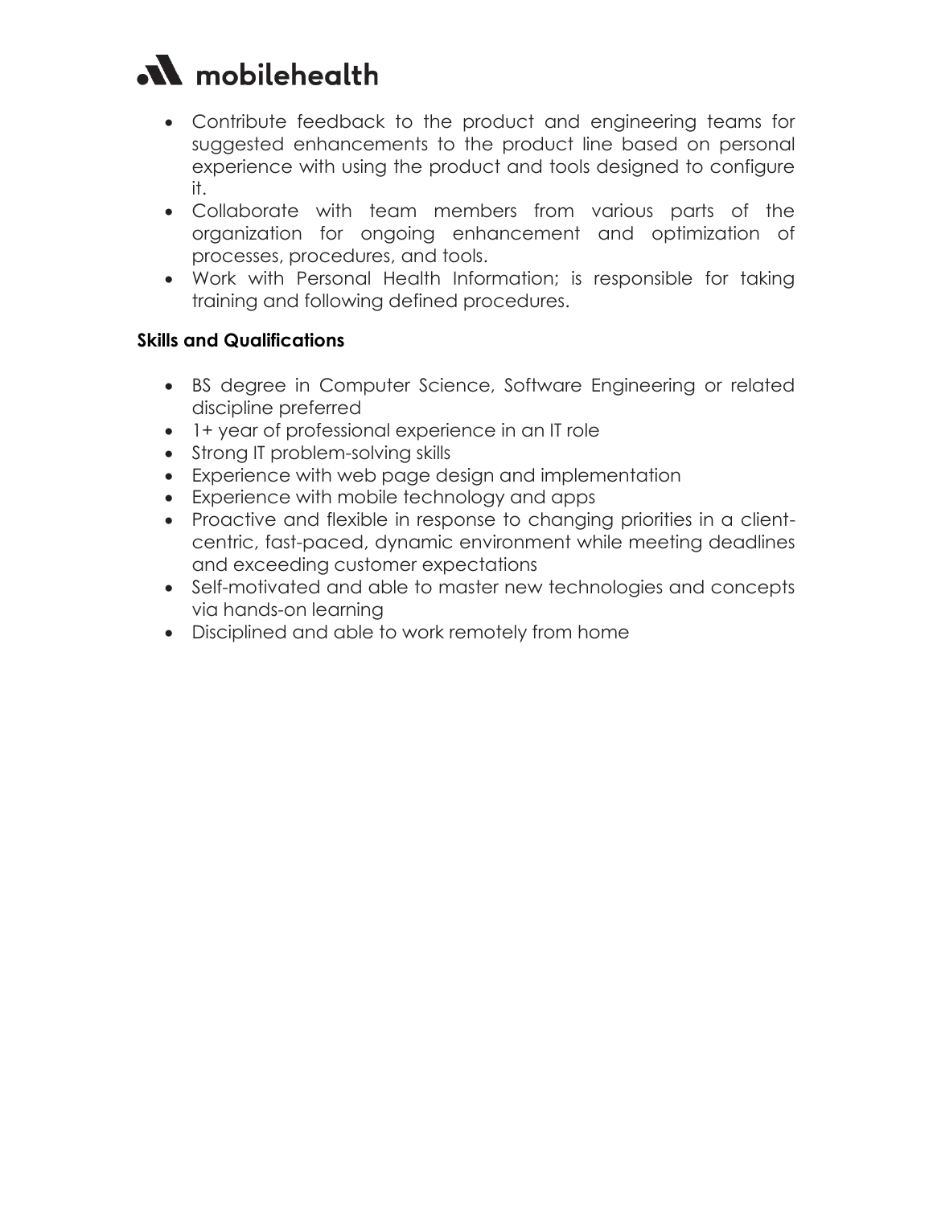- Contribute feedback to the product and engineering teams for suggested enhancements to the product line based on personal experience with using the product and tools designed to configure it.
- Collaborate with team members from various parts of the organization for ongoing enhancement and optimization of processes, procedures, and tools.
- Work with Personal Health Information; is responsible for taking training and following defined procedures.

**Skills and Qualifications**

- BS degree in Computer Science, Software Engineering or related discipline preferred
- 1+ year of professional experience in an IT role
- Strong IT problem-solving skills
- Experience with web page design and implementation
- Experience with mobile technology and apps
- Proactive and flexible in response to changing priorities in a client-centric, fast-paced, dynamic environment while meeting deadlines and exceeding customer expectations
- Self-motivated and able to master new technologies and concepts via hands-on learning
- Disciplined and able to work remotely from home